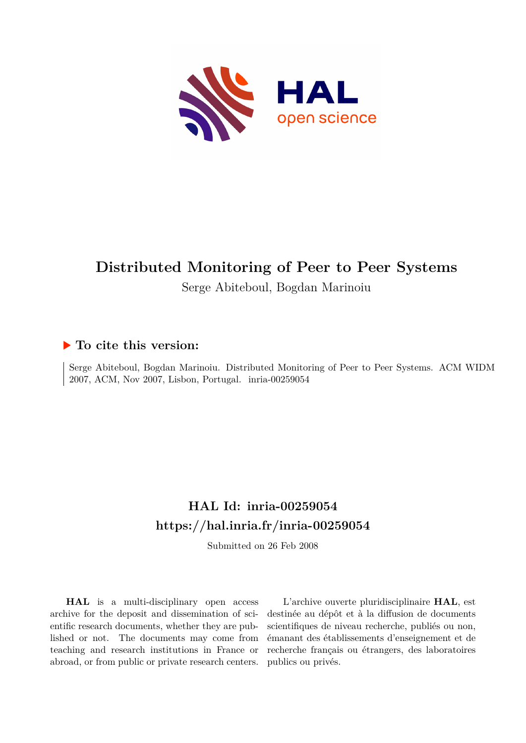# Distributed Monitoring of Peer to Peer Systems

Serge Abiteboul, Bogdan Marinoiu

## ▶ To cite this version:

Serge Abiteboul, Bogdan Marinoiu. Distributed Monitoring of Peer to Peer Systems. ACM WIDM 2007, ACM, Nov 2007, Lisbon, Portugal. inria-00259054

## HAL Id: inria-00259054

## https://hal.inria.fr/inria-00259054

Submitted on 26 Feb 2008

**HAL** is a multi-disciplinary open access archive for the deposit and dissemination of scientific research documents, whether they are published or not. The documents may come from teaching and research institutions in France or abroad, or from public or private research centers.

L'archive ouverte pluridisciplinaire **HAL**, est destinée au dépôt et à la diffusion de documents scientifiques de niveau recherche, publiés ou non, émanant des établissements d'enseignement et de recherche français ou étrangers, des laboratoires publics ou privés.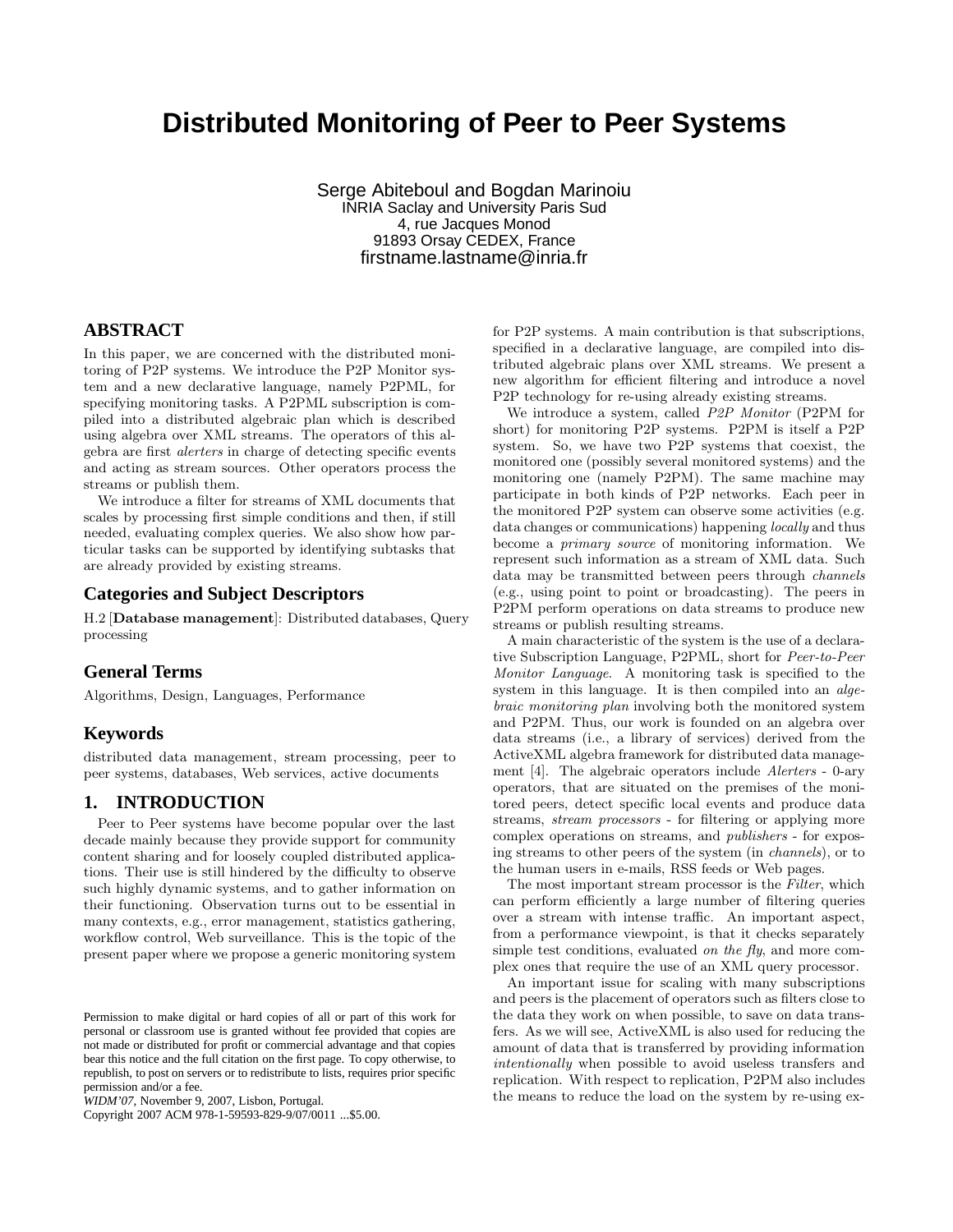# Distributed Monitoring of Peer to Peer Systems

Serge Abiteboul and Bogdan Marinoiu
INRIA Saclay and University Paris Sud
4, rue Jacques Monod
91893 Orsay CEDEX, France
firstname.lastname@inria.fr

## ABSTRACT

In this paper, we are concerned with the distributed monitoring of P2P systems. We introduce the P2P Monitor system and a new declarative language, namely P2PML, for specifying monitoring tasks. A P2PML subscription is compiled into a distributed algebraic plan which is described using algebra over XML streams. The operators of this algebra are first *alerters* in charge of detecting specific events and acting as stream sources. Other operators process the streams or publish them.

We introduce a filter for streams of XML documents that scales by processing first simple conditions and then, if still needed, evaluating complex queries. We also show how particular tasks can be supported by identifying subtasks that are already provided by existing streams.

## Categories and Subject Descriptors

H.2 [**Database management**]: Distributed databases, Query processing

## General Terms

Algorithms, Design, Languages, Performance

## Keywords

distributed data management, stream processing, peer to peer systems, databases, Web services, active documents

## 1. INTRODUCTION

Peer to Peer systems have become popular over the last decade mainly because they provide support for community content sharing and for loosely coupled distributed applications. Their use is still hindered by the difficulty to observe such highly dynamic systems, and to gather information on their functioning. Observation turns out to be essential in many contexts, e.g., error management, statistics gathering, workflow control, Web surveillance. This is the topic of the present paper where we propose a generic monitoring system for P2P systems. A main contribution is that subscriptions, specified in a declarative language, are compiled into distributed algebraic plans over XML streams. We present a new algorithm for efficient filtering and introduce a novel P2P technology for re-using already existing streams.

We introduce a system, called *P2P Monitor* (P2PM for short) for monitoring P2P systems. P2PM is itself a P2P system. So, we have two P2P systems that coexist, the monitored one (possibly several monitored systems) and the monitoring one (namely P2PM). The same machine may participate in both kinds of P2P networks. Each peer in the monitored P2P system can observe some activities (e.g. data changes or communications) happening *locally* and thus become a *primary source* of monitoring information. We represent such information as a stream of XML data. Such data may be transmitted between peers through *channels* (e.g., using point to point or broadcasting). The peers in P2PM perform operations on data streams to produce new streams or publish resulting streams.

A main characteristic of the system is the use of a declarative Subscription Language, P2PML, short for *Peer-to-Peer Monitor Language*. A monitoring task is specified to the system in this language. It is then compiled into an *algebraic monitoring plan* involving both the monitored system and P2PM. Thus, our work is founded on an algebra over data streams (i.e., a library of services) derived from the ActiveXML algebra framework for distributed data management [4]. The algebraic operators include *Alerters* - 0-ary operators, that are situated on the premises of the monitored peers, detect specific local events and produce data streams, *stream processors* - for filtering or applying more complex operations on streams, and *publishers* - for exposing streams to other peers of the system (in *channels*), or to the human users in e-mails, RSS feeds or Web pages.

The most important stream processor is the *Filter*, which can perform efficiently a large number of filtering queries over a stream with intense traffic. An important aspect, from a performance viewpoint, is that it checks separately simple test conditions, evaluated *on the fly*, and more complex ones that require the use of an XML query processor.

An important issue for scaling with many subscriptions and peers is the placement of operators such as filters close to the data they work on when possible, to save on data transfers. As we will see, ActiveXML is also used for reducing the amount of data that is transferred by providing information *intentionally* when possible to avoid useless transfers and replication. With respect to replication, P2PM also includes the means to reduce the load on the system by re-using ex-

Permission to make digital or hard copies of all or part of this work for personal or classroom use is granted without fee provided that copies are not made or distributed for profit or commercial advantage and that copies bear this notice and the full citation on the first page. To copy otherwise, to republish, to post on servers or to redistribute to lists, requires prior specific permission and/or a fee.
*WIDM'07*, November 9, 2007, Lisbon, Portugal.
Copyright 2007 ACM 978-1-59593-829-9/07/0011 ...$5.00.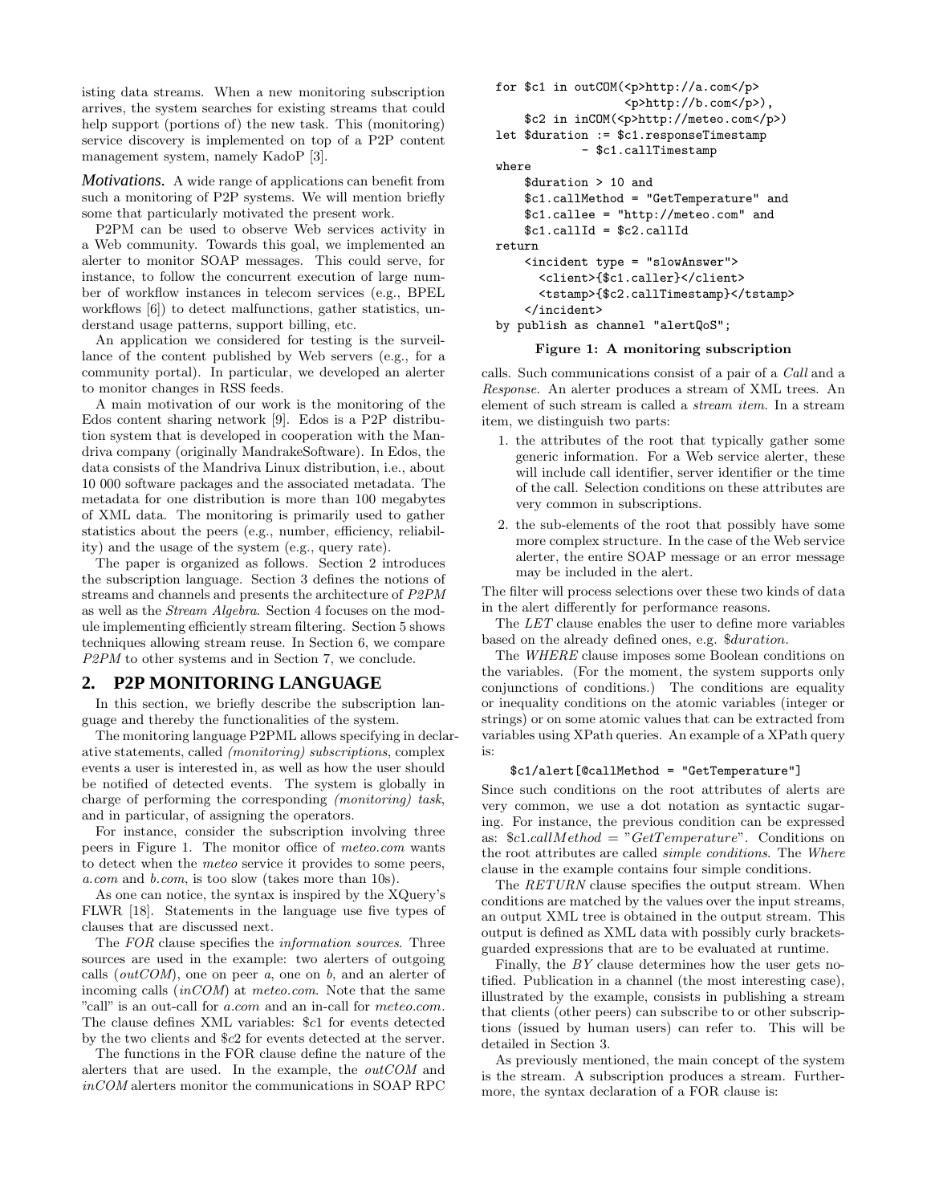isting data streams. When a new monitoring subscription arrives, the system searches for existing streams that could help support (portions of) the new task. This (monitoring) service discovery is implemented on top of a P2P content management system, namely KadoP [3].

***Motivations.*** A wide range of applications can benefit from such a monitoring of P2P systems. We will mention briefly some that particularly motivated the present work.

P2PM can be used to observe Web services activity in a Web community. Towards this goal, we implemented an alerter to monitor SOAP messages. This could serve, for instance, to follow the concurrent execution of large number of workflow instances in telecom services (e.g., BPEL workflows [6]) to detect malfunctions, gather statistics, understand usage patterns, support billing, etc.

An application we considered for testing is the surveillance of the content published by Web servers (e.g., for a community portal). In particular, we developed an alerter to monitor changes in RSS feeds.

A main motivation of our work is the monitoring of the Edos content sharing network [9]. Edos is a P2P distribution system that is developed in cooperation with the Mandriva company (originally MandrakeSoftware). In Edos, the data consists of the Mandriva Linux distribution, i.e., about 10 000 software packages and the associated metadata. The metadata for one distribution is more than 100 megabytes of XML data. The monitoring is primarily used to gather statistics about the peers (e.g., number, efficiency, reliability) and the usage of the system (e.g., query rate).

The paper is organized as follows. Section 2 introduces the subscription language. Section 3 defines the notions of streams and channels and presents the architecture of *P2PM* as well as the *Stream Algebra*. Section 4 focuses on the module implementing efficiently stream filtering. Section 5 shows techniques allowing stream reuse. In Section 6, we compare *P2PM* to other systems and in Section 7, we conclude.

## 2. P2P MONITORING LANGUAGE

In this section, we briefly describe the subscription language and thereby the functionalities of the system.

The monitoring language P2PML allows specifying in declarative statements, called *(monitoring) subscriptions*, complex events a user is interested in, as well as how the user should be notified of detected events. The system is globally in charge of performing the corresponding *(monitoring) task*, and in particular, of assigning the operators.

For instance, consider the subscription involving three peers in Figure 1. The monitor office of *meteo.com* wants to detect when the *meteo* service it provides to some peers, *a.com* and *b.com*, is too slow (takes more than 10s).

As one can notice, the syntax is inspired by the XQuery's FLWR [18]. Statements in the language use five types of clauses that are discussed next.

The *FOR* clause specifies the *information sources*. Three sources are used in the example: two alerters of outgoing calls (*outCOM*), one on peer *a*, one on *b*, and an alerter of incoming calls (*inCOM*) at *meteo.com*. Note that the same "call" is an out-call for *a.com* and an in-call for *meteo.com*. The clause defines XML variables: $c1 for events detected by the two clients and $c2 for events detected at the server.

The functions in the FOR clause define the nature of the alerters that are used. In the example, the *outCOM* and *inCOM* alerters monitor the communications in SOAP RPC calls. Such communications consist of a pair of a *Call* and a *Response*. An alerter produces a stream of XML trees. An element of such stream is called a *stream item*. In a stream item, we distinguish two parts:

```
for $c1 in outCOM(<p>http://a.com</p>
                  <p>http://b.com</p>),
    $c2 in inCOM(<p>http://meteo.com</p>)
let $duration := $c1.responseTimestamp
           - $c1.callTimestamp
where
    $duration > 10 and
    $c1.callMethod = "GetTemperature" and
    $c1.callee = "http://meteo.com" and
    $c1.callId = $c2.callId
return
    <incident type = "slowAnswer">
      <client>{$c1.caller}</client>
      <tstamp>{$c2.callTimestamp}</tstamp>
    </incident>
by publish as channel "alertQoS";
```

**Figure 1: A monitoring subscription**

1. the attributes of the root that typically gather some generic information. For a Web service alerter, these will include call identifier, server identifier or the time of the call. Selection conditions on these attributes are very common in subscriptions.
2. the sub-elements of the root that possibly have some more complex structure. In the case of the Web service alerter, the entire SOAP message or an error message may be included in the alert.

The filter will process selections over these two kinds of data in the alert differently for performance reasons.

The *LET* clause enables the user to define more variables based on the already defined ones, e.g. *$duration*.

The *WHERE* clause imposes some Boolean conditions on the variables. (For the moment, the system supports only conjunctions of conditions.) The conditions are equality or inequality conditions on the atomic variables (integer or strings) or on some atomic values that can be extracted from variables using XPath queries. An example of a XPath query is:

```
$c1/alert[@callMethod = "GetTemperature"]
```

Since such conditions on the root attributes of alerts are very common, we use a dot notation as syntactic sugaring. For instance, the previous condition can be expressed as: *$c1.callMethod = "GetTemperature"*. Conditions on the root attributes are called *simple conditions*. The *Where* clause in the example contains four simple conditions.

The *RETURN* clause specifies the output stream. When conditions are matched by the values over the input streams, an output XML tree is obtained in the output stream. This output is defined as XML data with possibly curly brackets-guarded expressions that are to be evaluated at runtime.

Finally, the *BY* clause determines how the user gets notified. Publication in a channel (the most interesting case), illustrated by the example, consists in publishing a stream that clients (other peers) can subscribe to or other subscriptions (issued by human users) can refer to. This will be detailed in Section 3.

As previously mentioned, the main concept of the system is the stream. A subscription produces a stream. Furthermore, the syntax declaration of a FOR clause is: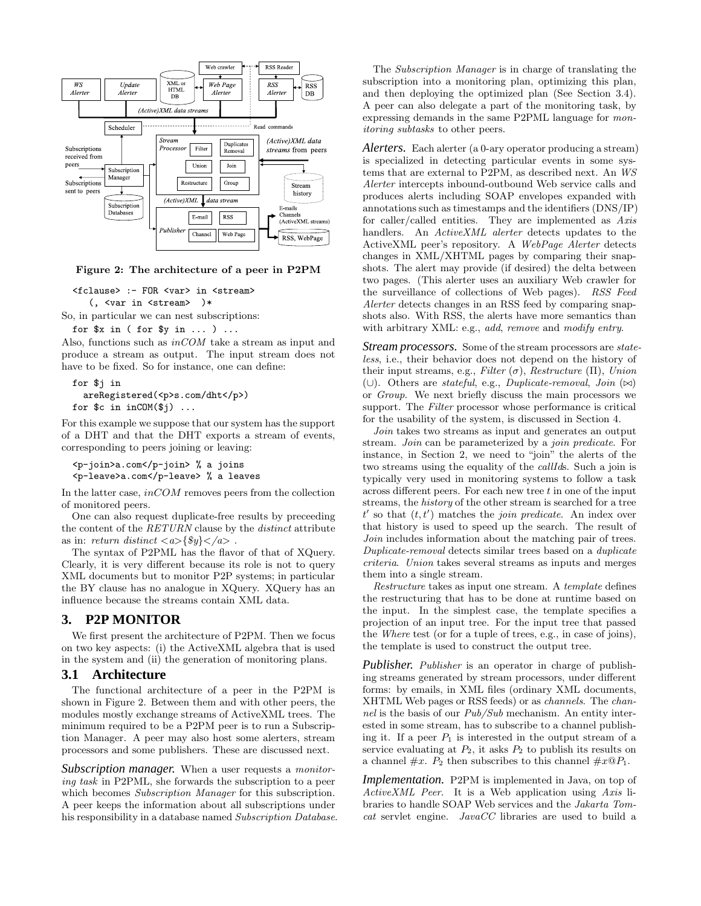Figure 2: The architecture of a peer in P2PM

```
<fclause> :- FOR <var> in <stream>
    (, <var in <stream>  )*
```

So, in particular we can nest subscriptions:

```
for $x in ( for $y in ... ) ...
```

Also, functions such as *inCOM* take a stream as input and produce a stream as output. The input stream does not have to be fixed. So for instance, one can define:

```
for $j in
   areRegistered(<p>s.com/dht</p>)
for $c in inCOM($j) ...
```

For this example we suppose that our system has the support of a DHT and that the DHT exports a stream of events, corresponding to peers joining or leaving:

```
<p-join>a.com</p-join> % a joins
<p-leave>a.com</p-leave> % a leaves
```

In the latter case, *inCOM* removes peers from the collection of monitored peers.

One can also request duplicate-free results by preceeding the content of the *RETURN* clause by the *distinct* attribute as in: *return distinct <a>{$y}</a>* .

The syntax of P2PML has the flavor of that of XQuery. Clearly, it is very different because its role is not to query XML documents but to monitor P2P systems; in particular the BY clause has no analogue in XQuery. XQuery has an influence because the streams contain XML data.

## 3. P2P MONITOR

We first present the architecture of P2PM. Then we focus on two key aspects: (i) the ActiveXML algebra that is used in the system and (ii) the generation of monitoring plans.

### 3.1 Architecture

The functional architecture of a peer in the P2PM is shown in Figure 2. Between them and with other peers, the modules mostly exchange streams of ActiveXML trees. The minimum required to be a P2PM peer is to run a Subscription Manager. A peer may also host some alerters, stream processors and some publishers. These are discussed next.

***Subscription manager.*** When a user requests a *monitoring task* in P2PML, she forwards the subscription to a peer which becomes *Subscription Manager* for this subscription. A peer keeps the information about all subscriptions under his responsibility in a database named *Subscription Database*. The *Subscription Manager* is in charge of translating the subscription into a monitoring plan, optimizing this plan, and then deploying the optimized plan (See Section 3.4). A peer can also delegate a part of the monitoring task, by expressing demands in the same P2PML language for *monitoring subtasks* to other peers.

***Alerters.*** Each alerter (a 0-ary operator producing a stream) is specialized in detecting particular events in some systems that are external to P2PM, as described next. An *WS Alerter* intercepts inbound-outbound Web service calls and produces alerts including SOAP envelopes expanded with annotations such as timestamps and the identifiers (DNS/IP) for caller/called entities. They are implemented as *Axis* handlers. An *ActiveXML alerter* detects updates to the ActiveXML peer's repository. A *WebPage Alerter* detects changes in XML/XHTML pages by comparing their snapshots. The alert may provide (if desired) the delta between two pages. (This alerter uses an auxiliary Web crawler for the surveillance of collections of Web pages). *RSS Feed Alerter* detects changes in an RSS feed by comparing snapshots also. With RSS, the alerts have more semantics than with arbitrary XML: e.g., *add*, *remove* and *modify entry*.

***Stream processors.*** Some of the stream processors are *stateless*, i.e., their behavior does not depend on the history of their input streams, e.g., *Filter* ($\sigma$), *Restructure* ($\Pi$), *Union* ($\cup$). Others are *stateful*, e.g., *Duplicate-removal*, *Join* ($\bowtie$) or *Group*. We next briefly discuss the main processors we support. The *Filter* processor whose performance is critical for the usability of the system, is discussed in Section 4.

*Join* takes two streams as input and generates an output stream. *Join* can be parameterized by a *join predicate*. For instance, in Section 2, we need to "join" the alerts of the two streams using the equality of the *callIds*. Such a join is typically very used in monitoring systems to follow a task across different peers. For each new tree $t$ in one of the input streams, the *history* of the other stream is searched for a tree $t'$ so that $(t, t')$ matches the *join predicate*. An index over that history is used to speed up the search. The result of *Join* includes information about the matching pair of trees. *Duplicate-removal* detects similar trees based on a *duplicate criteria*. *Union* takes several streams as inputs and merges them into a single stream.

*Restructure* takes as input one stream. A *template* defines the restructuring that has to be done at runtime based on the input. In the simplest case, the template specifies a projection of an input tree. For the input tree that passed the *Where* test (or for a tuple of trees, e.g., in case of joins), the template is used to construct the output tree.

***Publisher.*** *Publisher* is an operator in charge of publishing streams generated by stream processors, under different forms: by emails, in XML files (ordinary XML documents, XHTML Web pages or RSS feeds) or as *channels*. The *channel* is the basis of our *Pub/Sub* mechanism. An entity interested in some stream, has to subscribe to a channel publishing it. If a peer $P_1$ is interested in the output stream of a service evaluating at $P_2$, it asks $P_2$ to publish its results on a channel $\#x$. $P_2$ then subscribes to this channel $\#x@P_1$.

***Implementation.*** P2PM is implemented in Java, on top of *ActiveXML Peer*. It is a Web application using *Axis* libraries to handle SOAP Web services and the *Jakarta Tomcat* servlet engine. *JavaCC* libraries are used to build a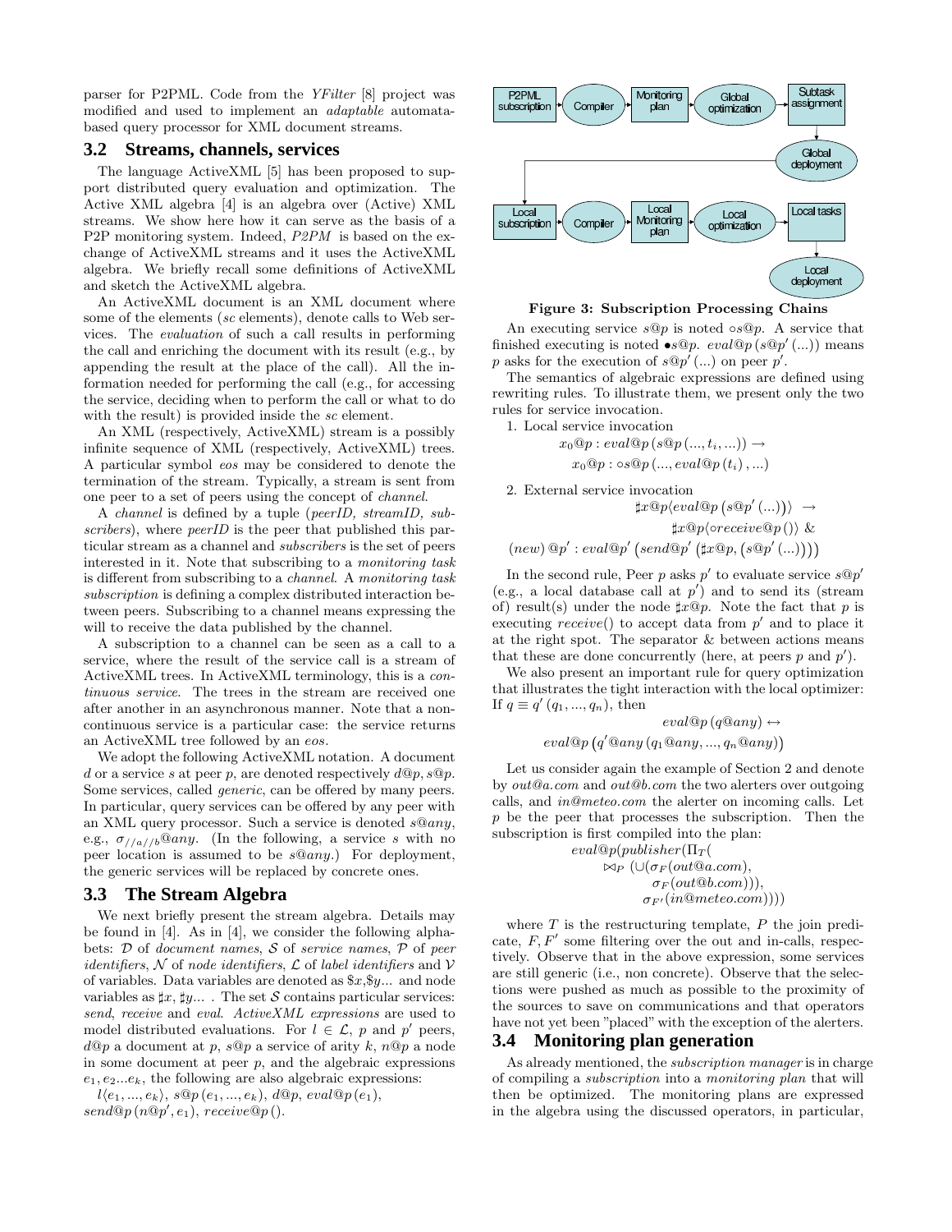parser for P2PML. Code from the *YFilter* [8] project was modified and used to implement an *adaptable* automata-based query processor for XML document streams.

## 3.2 Streams, channels, services

The language ActiveXML [5] has been proposed to support distributed query evaluation and optimization. The Active XML algebra [4] is an algebra over (Active) XML streams. We show here how it can serve as the basis of a P2P monitoring system. Indeed, *P2PM* is based on the exchange of ActiveXML streams and it uses the ActiveXML algebra. We briefly recall some definitions of ActiveXML and sketch the ActiveXML algebra.

An ActiveXML document is an XML document where some of the elements (*sc* elements), denote calls to Web services. The *evaluation* of such a call results in performing the call and enriching the document with its result (e.g., by appending the result at the place of the call). All the information needed for performing the call (e.g., for accessing the service, deciding when to perform the call or what to do with the result) is provided inside the *sc* element.

An XML (respectively, ActiveXML) stream is a possibly infinite sequence of XML (respectively, ActiveXML) trees. A particular symbol *eos* may be considered to denote the termination of the stream. Typically, a stream is sent from one peer to a set of peers using the concept of *channel*.

A *channel* is defined by a tuple (*peerID, streamID, subscribers*), where *peerID* is the peer that published this particular stream as a channel and *subscribers* is the set of peers interested in it. Note that subscribing to a *monitoring task* is different from subscribing to a *channel*. A *monitoring task subscription* is defining a complex distributed interaction between peers. Subscribing to a channel means expressing the will to receive the data published by the channel.

A subscription to a channel can be seen as a call to a service, where the result of the service call is a stream of ActiveXML trees. In ActiveXML terminology, this is a *continuous service*. The trees in the stream are received one after another in an asynchronous manner. Note that a non-continuous service is a particular case: the service returns an ActiveXML tree followed by an *eos*.

We adopt the following ActiveXML notation. A document $d$ or a service $s$ at peer $p$, are denoted respectively $d@p, s@p$. Some services, called *generic*, can be offered by many peers. In particular, query services can be offered by any peer with an XML query processor. Such a service is denoted $s@any$, e.g., $\sigma_{//a//b}@any$. (In the following, a service $s$ with no peer location is assumed to be $s@any$.) For deployment, the generic services will be replaced by concrete ones.

## 3.3 The Stream Algebra

We next briefly present the stream algebra. Details may be found in [4]. As in [4], we consider the following alphabets: $\mathcal{D}$ of *document names*, $\mathcal{S}$ of *service names*, $\mathcal{P}$ of *peer identifiers*, $\mathcal{N}$ of *node identifiers*, $\mathcal{L}$ of *label identifiers* and $\mathcal{V}$ of variables. Data variables are denoted as $\$x, \$y...$ and node variables as $\sharp x, \sharp y...$ . The set $\mathcal{S}$ contains particular services: *send*, *receive* and *eval*. *ActiveXML expressions* are used to model distributed evaluations. For $l \in \mathcal{L}$, $p$ and $p'$ peers, $d@p$ a document at $p$, $s@p$ a service of arity $k$, $n@p$ a node in some document at peer $p$, and the algebraic expressions $e_1, e_2...e_k$, the following are also algebraic expressions:

$l\langle e_1, ..., e_k \rangle$, $s@p\,(e_1, ..., e_k)$, $d@p$, $eval@p\,(e_1)$, $send@p\,(n@p', e_1)$, $receive@p\,()$.

Figure 3: Subscription Processing Chains

An executing service $s@p$ is noted $\circ s@p$. A service that finished executing is noted $\bullet s@p$. $eval@p\,(s@p'\,(...))$ means $p$ asks for the execution of $s@p'\,(...)$ on peer $p'$.

The semantics of algebraic expressions are defined using rewriting rules. To illustrate them, we present only the two rules for service invocation.

1. Local service invocation

$$x_0@p : eval@p\,(s@p\,(..., t_i, ...)) \rightarrow$$
$$x_0@p : \circ s@p\,(..., eval@p\,(t_i)\,, ...)$$

2. External service invocation

$$\sharp x@p\langle eval@p\,(s@p'\,(...))\rangle \;\rightarrow$$
$$\sharp x@p\langle \circ receive@p\,()\rangle \;\&$$
$$(new)\,@p' : eval@p'\,(send@p'\,(\sharp x@p, (s@p'\,(...))))$$

In the second rule, Peer $p$ asks $p'$ to evaluate service $s@p'$ (e.g., a local database call at $p'$) and to send its (stream of) result(s) under the node $\sharp x@p$. Note the fact that $p$ is executing $receive()$ to accept data from $p'$ and to place it at the right spot. The separator & between actions means that these are done concurrently (here, at peers $p$ and $p'$).

We also present an important rule for query optimization that illustrates the tight interaction with the local optimizer: If $q \equiv q'\,(q_1, ..., q_n)$, then

$$eval@p\,(q@any) \leftrightarrow$$
$$eval@p\,\big(q'@any\,(q_1@any, ..., q_n@any)\big)$$

Let us consider again the example of Section 2 and denote by $out@a.com$ and $out@b.com$ the two alerters over outgoing calls, and $in@meteo.com$ the alerter on incoming calls. Let $p$ be the peer that processes the subscription. Then the subscription is first compiled into the plan:

$$\begin{aligned}
&eval@p(publisher(\Pi_T(\\
&\quad \bowtie_P (\cup(\sigma_F(out@a.com),\\
&\qquad \sigma_F(out@b.com))),\\
&\qquad \sigma_{F'}(in@meteo.com))))
\end{aligned}$$

where $T$ is the restructuring template, $P$ the join predicate, $F, F'$ some filtering over the out and in-calls, respectively. Observe that in the above expression, some services are still generic (i.e., non concrete). Observe that the selections were pushed as much as possible to the proximity of the sources to save on communications and that operators have not yet been "placed" with the exception of the alerters.

## 3.4 Monitoring plan generation

As already mentioned, the *subscription manager* is in charge of compiling a *subscription* into a *monitoring plan* that will then be optimized. The monitoring plans are expressed in the algebra using the discussed operators, in particular,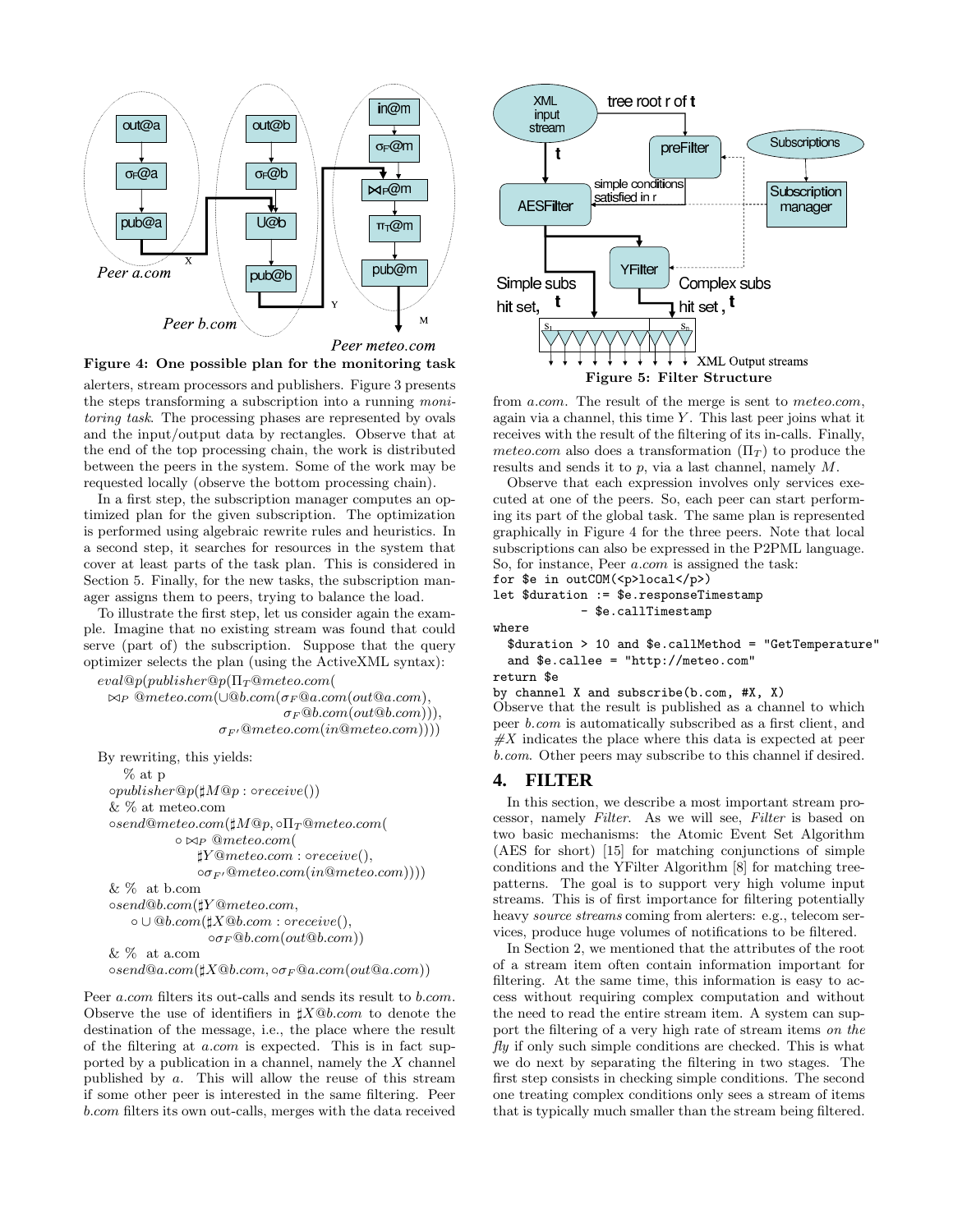Figure 4: One possible plan for the monitoring task

alerters, stream processors and publishers. Figure 3 presents the steps transforming a subscription into a running *monitoring task*. The processing phases are represented by ovals and the input/output data by rectangles. Observe that at the end of the top processing chain, the work is distributed between the peers in the system. Some of the work may be requested locally (observe the bottom processing chain).

In a first step, the subscription manager computes an optimized plan for the given subscription. The optimization is performed using algebraic rewrite rules and heuristics. In a second step, it searches for resources in the system that cover at least parts of the task plan. This is considered in Section 5. Finally, for the new tasks, the subscription manager assigns them to peers, trying to balance the load.

To illustrate the first step, let us consider again the example. Imagine that no existing stream was found that could serve (part of) the subscription. Suppose that the query optimizer selects the plan (using the ActiveXML syntax):

$$
\begin{array}{l}
eval@p(publisher@p(\Pi_T@meteo.com( \\
\quad \bowtie_P @meteo.com(\cup@b.com(\sigma_F@a.com(out@a.com), \\
\qquad\qquad\qquad\qquad \sigma_F@b.com(out@b.com))), \\
\qquad\qquad\qquad \sigma_{F'}@meteo.com(in@meteo.com))))
\end{array}
$$

By rewriting, this yields:

$$
\begin{array}{l}
\quad \%\ \text{at p} \\
\circ publisher@p(\sharp M@p : \circ receive()) \\
\&\ \%\ \text{at meteo.com} \\
\circ send@meteo.com(\sharp M@p, \circ\Pi_T@meteo.com( \\
\qquad \circ \bowtie_P @meteo.com( \\
\qquad\quad \sharp Y@meteo.com : \circ receive(), \\
\qquad\quad \circ\sigma_{F'}@meteo.com(in@meteo.com)))) \\
\&\ \%\ \text{at b.com} \\
\circ send@b.com(\sharp Y@meteo.com, \\
\quad \circ \cup @b.com(\sharp X@b.com : \circ receive(), \\
\qquad\qquad \circ\sigma_F@b.com(out@b.com)) \\
\&\ \%\ \text{at a.com} \\
\circ send@a.com(\sharp X@b.com, \circ\sigma_F@a.com(out@a.com))
\end{array}
$$

Peer *a.com* filters its out-calls and sends its result to *b.com*. Observe the use of identifiers in $\sharp X@b.com$ to denote the destination of the message, i.e., the place where the result of the filtering at *a.com* is expected. This is in fact supported by a publication in a channel, namely the $X$ channel published by $a$. This will allow the reuse of this stream if some other peer is interested in the same filtering. Peer *b.com* filters its own out-calls, merges with the data received from *a.com*. The result of the merge is sent to *meteo.com*, again via a channel, this time $Y$. This last peer joins what it receives with the result of the filtering of its in-calls. Finally, *meteo.com* also does a transformation ($\Pi_T$) to produce the results and sends it to $p$, via a last channel, namely $M$.

Figure 5: Filter Structure

Observe that each expression involves only services executed at one of the peers. So, each peer can start performing its part of the global task. The same plan is represented graphically in Figure 4 for the three peers. Note that local subscriptions can also be expressed in the P2PML language. So, for instance, Peer *a.com* is assigned the task:

```
for $e in outCOM(<p>local</p>)
let $duration := $e.responseTimestamp
            - $e.callTimestamp
where
  $duration > 10 and $e.callMethod = "GetTemperature"
  and $e.callee = "http://meteo.com"
return $e
by channel X and subscribe(b.com, #X, X)
```

Observe that the result is published as a channel to which peer *b.com* is automatically subscribed as a first client, and $\#X$ indicates the place where this data is expected at peer *b.com*. Other peers may subscribe to this channel if desired.

## 4. FILTER

In this section, we describe a most important stream processor, namely *Filter*. As we will see, *Filter* is based on two basic mechanisms: the Atomic Event Set Algorithm (AES for short) [15] for matching conjunctions of simple conditions and the YFilter Algorithm [8] for matching tree-patterns. The goal is to support very high volume input streams. This is of first importance for filtering potentially heavy *source streams* coming from alerters: e.g., telecom services, produce huge volumes of notifications to be filtered.

In Section 2, we mentioned that the attributes of the root of a stream item often contain information important for filtering. At the same time, this information is easy to access without requiring complex computation and without the need to read the entire stream item. A system can support the filtering of a very high rate of stream items *on the fly* if only such simple conditions are checked. This is what we do next by separating the filtering in two stages. The first step consists in checking simple conditions. The second one treating complex conditions only sees a stream of items that is typically much smaller than the stream being filtered.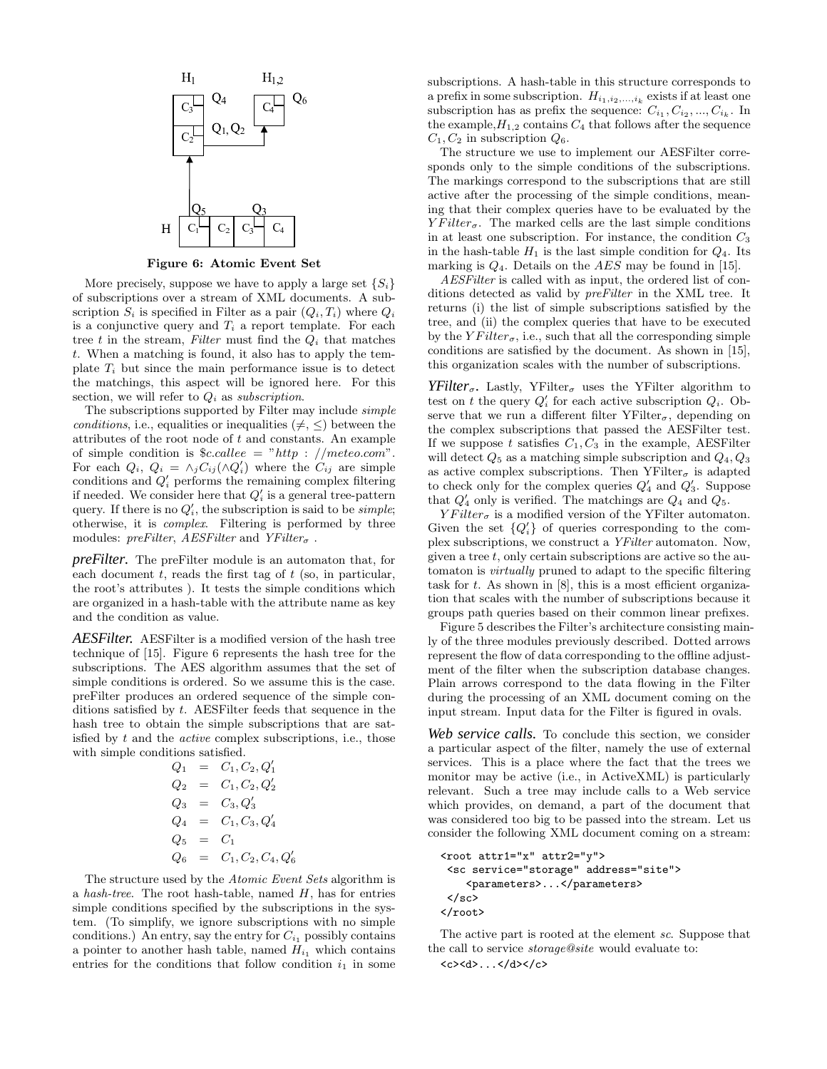**Figure 6: Atomic Event Set**

More precisely, suppose we have to apply a large set $\{S_i\}$ of subscriptions over a stream of XML documents. A subscription $S_i$ is specified in Filter as a pair $(Q_i, T_i)$ where $Q_i$ is a conjunctive query and $T_i$ a report template. For each tree $t$ in the stream, *Filter* must find the $Q_i$ that matches $t$. When a matching is found, it also has to apply the template $T_i$ but since the main performance issue is to detect the matchings, this aspect will be ignored here. For this section, we will refer to $Q_i$ as *subscription*.

The subscriptions supported by Filter may include *simple conditions*, i.e., equalities or inequalities ($\neq$, $\leq$) between the attributes of the root node of $t$ and constants. An example of simple condition is $\$c.callee$ = "$http://meteo.com$". For each $Q_i$, $Q_i = \wedge_j C_{ij} (\wedge Q'_i)$ where the $C_{ij}$ are simple conditions and $Q'_i$ performs the remaining complex filtering if needed. We consider here that $Q'_i$ is a general tree-pattern query. If there is no $Q'_i$, the subscription is said to be *simple*; otherwise, it is *complex*. Filtering is performed by three modules: *preFilter*, *AESFilter* and *YFilter*$_\sigma$ .

***preFilter.*** The preFilter module is an automaton that, for each document $t$, reads the first tag of $t$ (so, in particular, the root's attributes ). It tests the simple conditions which are organized in a hash-table with the attribute name as key and the condition as value.

***AESFilter.*** AESFilter is a modified version of the hash tree technique of [15]. Figure 6 represents the hash tree for the subscriptions. The AES algorithm assumes that the set of simple conditions is ordered. So we assume this is the case. preFilter produces an ordered sequence of the simple conditions satisfied by $t$. AESFilter feeds that sequence in the hash tree to obtain the simple subscriptions that are satisfied by $t$ and the *active* complex subscriptions, i.e., those with simple conditions satisfied.

$$
\begin{aligned}
Q_1 &= C_1, C_2, Q'_1 \\
Q_2 &= C_1, C_2, Q'_2 \\
Q_3 &= C_3, Q'_3 \\
Q_4 &= C_1, C_3, Q'_4 \\
Q_5 &= C_1 \\
Q_6 &= C_1, C_2, C_4, Q'_6
\end{aligned}
$$

The structure used by the *Atomic Event Sets* algorithm is a *hash-tree*. The root hash-table, named $H$, has for entries simple conditions specified by the subscriptions in the system. (To simplify, we ignore subscriptions with no simple conditions.) An entry, say the entry for $C_{i_1}$ possibly contains a pointer to another hash table, named $H_{i_1}$ which contains entries for the conditions that follow condition $i_1$ in some subscriptions. A hash-table in this structure corresponds to a prefix in some subscription. $H_{i_1,i_2,...,i_k}$ exists if at least one subscription has as prefix the sequence: $C_{i_1}, C_{i_2}, ..., C_{i_k}$. In the example, $H_{1,2}$ contains $C_4$ that follows after the sequence $C_1, C_2$ in subscription $Q_6$.

The structure we use to implement our AESFilter corresponds only to the simple conditions of the subscriptions. The markings correspond to the subscriptions that are still active after the processing of the simple conditions, meaning that their complex queries have to be evaluated by the $YFilter_\sigma$. The marked cells are the last simple conditions in at least one subscription. For instance, the condition $C_3$ in the hash-table $H_1$ is the last simple condition for $Q_4$. Its marking is $Q_4$. Details on the $AES$ may be found in [15].

*AESFilter* is called with as input, the ordered list of conditions detected as valid by *preFilter* in the XML tree. It returns (i) the list of simple subscriptions satisfied by the tree, and (ii) the complex queries that have to be executed by the $YFilter_\sigma$, i.e., such that all the corresponding simple conditions are satisfied by the document. As shown in [15], this organization scales with the number of subscriptions.

***YFilter$_\sigma$.*** Lastly, YFilter$_\sigma$ uses the YFilter algorithm to test on $t$ the query $Q'_i$ for each active subscription $Q_i$. Observe that we run a different filter YFilter$_\sigma$, depending on the complex subscriptions that passed the AESFilter test. If we suppose $t$ satisfies $C_1, C_3$ in the example, AESFilter will detect $Q_5$ as a matching simple subscription and $Q_4, Q_3$ as active complex subscriptions. Then YFilter$_\sigma$ is adapted to check only for the complex queries $Q'_4$ and $Q'_3$. Suppose that $Q'_4$ only is verified. The matchings are $Q_4$ and $Q_5$.

$YFilter_\sigma$ is a modified version of the YFilter automaton. Given the set $\{Q'_i\}$ of queries corresponding to the complex subscriptions, we construct a *YFilter* automaton. Now, given a tree $t$, only certain subscriptions are active so the automaton is *virtually* pruned to adapt to the specific filtering task for $t$. As shown in [8], this is a most efficient organization that scales with the number of subscriptions because it groups path queries based on their common linear prefixes.

Figure 5 describes the Filter's architecture consisting mainly of the three modules previously described. Dotted arrows represent the flow of data corresponding to the offline adjustment of the filter when the subscription database changes. Plain arrows correspond to the data flowing in the Filter during the processing of an XML document coming on the input stream. Input data for the Filter is figured in ovals.

***Web service calls.*** To conclude this section, we consider a particular aspect of the filter, namely the use of external services. This is a place where the fact that the trees we monitor may be active (i.e., in ActiveXML) is particularly relevant. Such a tree may include calls to a Web service which provides, on demand, a part of the document that was considered too big to be passed into the stream. Let us consider the following XML document coming on a stream:

```
<root attr1="x" attr2="y">
 <sc service="storage" address="site">
    <parameters>...</parameters>
 </sc>
</root>
```

The active part is rooted at the element *sc*. Suppose that the call to service *storage@site* would evaluate to:

```
<c><d>...</d></c>
```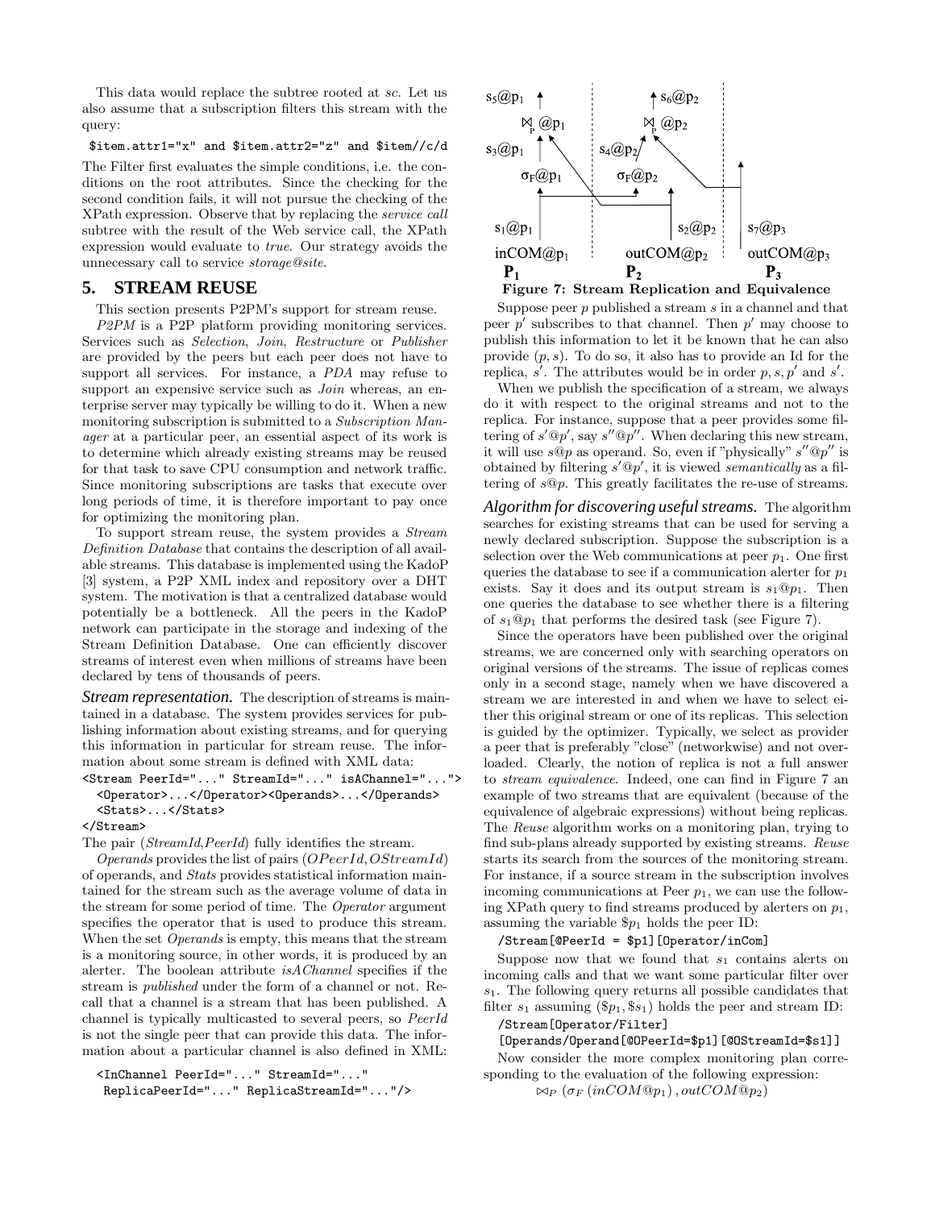This data would replace the subtree rooted at *sc*. Let us also assume that a subscription filters this stream with the query:

```
$item.attr1="x" and $item.attr2="z" and $item//c/d
```

The Filter first evaluates the simple conditions, i.e. the conditions on the root attributes. Since the checking for the second condition fails, it will not pursue the checking of the XPath expression. Observe that by replacing the *service call* subtree with the result of the Web service call, the XPath expression would evaluate to *true*. Our strategy avoids the unnecessary call to service *storage@site*.

## 5. STREAM REUSE

This section presents P2PM's support for stream reuse.

*P2PM* is a P2P platform providing monitoring services. Services such as *Selection*, *Join*, *Restructure* or *Publisher* are provided by the peers but each peer does not have to support all services. For instance, a *PDA* may refuse to support an expensive service such as *Join* whereas, an enterprise server may typically be willing to do it. When a new monitoring subscription is submitted to a *Subscription Manager* at a particular peer, an essential aspect of its work is to determine which already existing streams may be reused for that task to save CPU consumption and network traffic. Since monitoring subscriptions are tasks that execute over long periods of time, it is therefore important to pay once for optimizing the monitoring plan.

To support stream reuse, the system provides a *Stream Definition Database* that contains the description of all available streams. This database is implemented using the KadoP [3] system, a P2P XML index and repository over a DHT system. The motivation is that a centralized database would potentially be a bottleneck. All the peers in the KadoP network can participate in the storage and indexing of the Stream Definition Database. One can efficiently discover streams of interest even when millions of streams have been declared by tens of thousands of peers.

***Stream representation.*** The description of streams is maintained in a database. The system provides services for publishing information about existing streams, and for querying this information in particular for stream reuse. The information about some stream is defined with XML data:

```
<Stream PeerId="..." StreamId="..." isAChannel="...">
  <Operator>...</Operator><Operands>...</Operands>
  <Stats>...</Stats>
</Stream>
```

The pair (*StreamId*,*PeerId*) fully identifies the stream.

*Operands* provides the list of pairs (*OPeerId*, *OStreamId*) of operands, and *Stats* provides statistical information maintained for the stream such as the average volume of data in the stream for some period of time. The *Operator* argument specifies the operator that is used to produce this stream. When the set *Operands* is empty, this means that the stream is a monitoring source, in other words, it is produced by an alerter. The boolean attribute *isAChannel* specifies if the stream is *published* under the form of a channel or not. Recall that a channel is a stream that has been published. A channel is typically multicasted to several peers, so *PeerId* is not the single peer that can provide this data. The information about a particular channel is also defined in XML:

```
<InChannel PeerId="..." StreamId="..."
 ReplicaPeerId="..." ReplicaStreamId="..."/>
```

**Figure 7: Stream Replication and Equivalence**

Suppose peer $p$ published a stream $s$ in a channel and that peer $p'$ subscribes to that channel. Then $p'$ may choose to publish this information to let it be known that he can also provide $(p, s)$. To do so, it also has to provide an Id for the replica, $s'$. The attributes would be in order $p, s, p'$ and $s'$.

When we publish the specification of a stream, we always do it with respect to the original streams and not to the replica. For instance, suppose that a peer provides some filtering of $s'@p'$, say $s''@p''$. When declaring this new stream, it will use $s@p$ as operand. So, even if "physically" $s''@p''$ is obtained by filtering $s'@p'$, it is viewed *semantically* as a filtering of $s@p$. This greatly facilitates the re-use of streams.

***Algorithm for discovering useful streams.*** The algorithm searches for existing streams that can be used for serving a newly declared subscription. Suppose the subscription is a selection over the Web communications at peer $p_1$. One first queries the database to see if a communication alerter for $p_1$ exists. Say it does and its output stream is $s_1@p_1$. Then one queries the database to see whether there is a filtering of $s_1@p_1$ that performs the desired task (see Figure 7).

Since the operators have been published over the original streams, we are concerned only with searching operators on original versions of the streams. The issue of replicas comes only in a second stage, namely when we have discovered a stream we are interested in and when we have to select either this original stream or one of its replicas. This selection is guided by the optimizer. Typically, we select as provider a peer that is preferably "close" (networkwise) and not overloaded. Clearly, the notion of replica is not a full answer to *stream equivalence*. Indeed, one can find in Figure 7 an example of two streams that are equivalent (because of the equivalence of algebraic expressions) without being replicas. The *Reuse* algorithm works on a monitoring plan, trying to find sub-plans already supported by existing streams. *Reuse* starts its search from the sources of the monitoring stream. For instance, if a source stream in the subscription involves incoming communications at Peer $p_1$, we can use the following XPath query to find streams produced by alerters on $p_1$, assuming the variable $\$p_1$ holds the peer ID:

```
/Stream[@PeerId = $p1][Operator/inCom]
```

Suppose now that we found that $s_1$ contains alerts on incoming calls and that we want some particular filter over $s_1$. The following query returns all possible candidates that filter $s_1$ assuming ($\$p_1, \$s_1$) holds the peer and stream ID:

```
/Stream[Operator/Filter]
[Operands/Operand[@OPeerId=$p1][@OStreamId=$s1]]
```

Now consider the more complex monitoring plan corresponding to the evaluation of the following expression:

$$\bowtie_P (\sigma_F (inCOM@p_1), outCOM@p_2)$$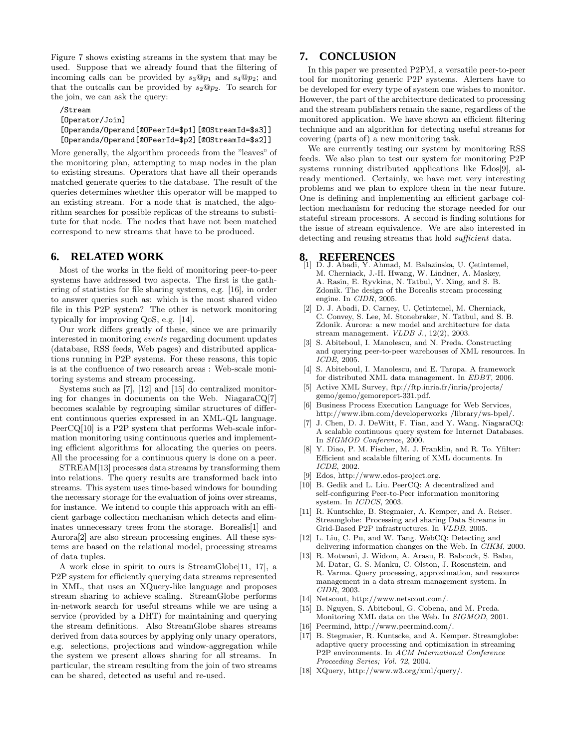Figure 7 shows existing streams in the system that may be used. Suppose that we already found that the filtering of incoming calls can be provided by $s_3@p_1$ and $s_4@p_2$; and that the outcalls can be provided by $s_2@p_2$. To search for the join, we can ask the query:

```
/Stream
[Operator/Join]
[Operands/Operand[@OPeerId=$p1][@OStreamId=$s3]]
[Operands/Operand[@OPeerId=$p2][@OStreamId=$s2]]
```

More generally, the algorithm proceeds from the "leaves" of the monitoring plan, attempting to map nodes in the plan to existing streams. Operators that have all their operands matched generate queries to the database. The result of the queries determines whether this operator will be mapped to an existing stream. For a node that is matched, the algorithm searches for possible replicas of the streams to substitute for that node. The nodes that have not been matched correspond to new streams that have to be produced.

## 6. RELATED WORK

Most of the works in the field of monitoring peer-to-peer systems have addressed two aspects. The first is the gathering of statistics for file sharing systems, e.g. [16], in order to answer queries such as: which is the most shared video file in this P2P system? The other is network monitoring typically for improving QoS, e.g. [14].

Our work differs greatly of these, since we are primarily interested in monitoring *events* regarding document updates (database, RSS feeds, Web pages) and distributed applications running in P2P systems. For these reasons, this topic is at the confluence of two research areas : Web-scale monitoring systems and stream processing.

Systems such as [7], [12] and [15] do centralized monitoring for changes in documents on the Web. NiagaraCQ[7] becomes scalable by regrouping similar structures of different continuous queries expressed in an XML-QL language. PeerCQ[10] is a P2P system that performs Web-scale information monitoring using continuous queries and implementing efficient algorithms for allocating the queries on peers. All the processing for a continuous query is done on a peer.

STREAM[13] processes data streams by transforming them into relations. The query results are transformed back into streams. This system uses time-based windows for bounding the necessary storage for the evaluation of joins over streams, for instance. We intend to couple this approach with an efficient garbage collection mechanism which detects and eliminates unnecessary trees from the storage. Borealis[1] and Aurora[2] are also stream processing engines. All these systems are based on the relational model, processing streams of data tuples.

A work close in spirit to ours is StreamGlobe[11, 17], a P2P system for efficiently querying data streams represented in XML, that uses an XQuery-like language and proposes stream sharing to achieve scaling. StreamGlobe performs in-network search for useful streams while we are using a service (provided by a DHT) for maintaining and querying the stream definitions. Also StreamGlobe shares streams derived from data sources by applying only unary operators, e.g. selections, projections and window-aggregation while the system we present allows sharing for all streams. In particular, the stream resulting from the join of two streams can be shared, detected as useful and re-used.

## 7. CONCLUSION

In this paper we presented P2PM, a versatile peer-to-peer tool for monitoring generic P2P systems. Alerters have to be developed for every type of system one wishes to monitor. However, the part of the architecture dedicated to processing and the stream publishers remain the same, regardless of the monitored application. We have shown an efficient filtering technique and an algorithm for detecting useful streams for covering (parts of) a new monitoring task.

We are currently testing our system by monitoring RSS feeds. We also plan to test our system for monitoring P2P systems running distributed applications like Edos[9], already mentioned. Certainly, we have met very interesting problems and we plan to explore them in the near future. One is defining and implementing an efficient garbage collection mechanism for reducing the storage needed for our stateful stream processors. A second is finding solutions for the issue of stream equivalence. We are also interested in detecting and reusing streams that hold *sufficient* data.

## 8. REFERENCES

[1] D. J. Abadi, Y. Ahmad, M. Balazinska, U. Çetintemel, M. Cherniack, J.-H. Hwang, W. Lindner, A. Maskey, A. Rasin, E. Ryvkina, N. Tatbul, Y. Xing, and S. B. Zdonik. The design of the Borealis stream processing engine. In *CIDR*, 2005.

[2] D. J. Abadi, D. Carney, U. Çetintemel, M. Cherniack, C. Convey, S. Lee, M. Stonebraker, N. Tatbul, and S. B. Zdonik. Aurora: a new model and architecture for data stream management. *VLDB J.*, 12(2), 2003.

[3] S. Abiteboul, I. Manolescu, and N. Preda. Constructing and querying peer-to-peer warehouses of XML resources. In *ICDE*, 2005.

[4] S. Abiteboul, I. Manolescu, and E. Taropa. A framework for distributed XML data management. In *EDBT*, 2006.

[5] Active XML Survey, ftp://ftp.inria.fr/inria/projects/gemo/gemo/gemoreport-331.pdf.

[6] Business Process Execution Language for Web Services, http://www.ibm.com/developerworks /library/ws-bpel/.

[7] J. Chen, D. J. DeWitt, F. Tian, and Y. Wang. NiagaraCQ: A scalable continuous query system for Internet Databases. In *SIGMOD Conference*, 2000.

[8] Y. Diao, P. M. Fischer, M. J. Franklin, and R. To. Yfilter: Efficient and scalable filtering of XML documents. In *ICDE*, 2002.

[9] Edos, http://www.edos-project.org.

[10] B. Gedik and L. Liu. PeerCQ: A decentralized and self-configuring Peer-to-Peer information monitoring system. In *ICDCS*, 2003.

[11] R. Kuntschke, B. Stegmaier, A. Kemper, and A. Reiser. Streamglobe: Processing and sharing Data Streams in Grid-Based P2P infrastructures. In *VLDB*, 2005.

[12] L. Liu, C. Pu, and W. Tang. WebCQ: Detecting and delivering information changes on the Web. In *CIKM*, 2000.

[13] R. Motwani, J. Widom, A. Arasu, B. Babcock, S. Babu, M. Datar, G. S. Manku, C. Olston, J. Rosenstein, and R. Varma. Query processing, approximation, and resource management in a data stream management system. In *CIDR*, 2003.

[14] Netscout, http://www.netscout.com/.

[15] B. Nguyen, S. Abiteboul, G. Cobena, and M. Preda. Monitoring XML data on the Web. In *SIGMOD*, 2001.

[16] Peermind, http://www.peermind.com/.

[17] B. Stegmaier, R. Kuntscke, and A. Kemper. Streamglobe: adaptive query processing and optimization in streaming P2P environments. In *ACM International Conference Proceeding Series; Vol. 72*, 2004.

[18] XQuery, http://www.w3.org/xml/query/.